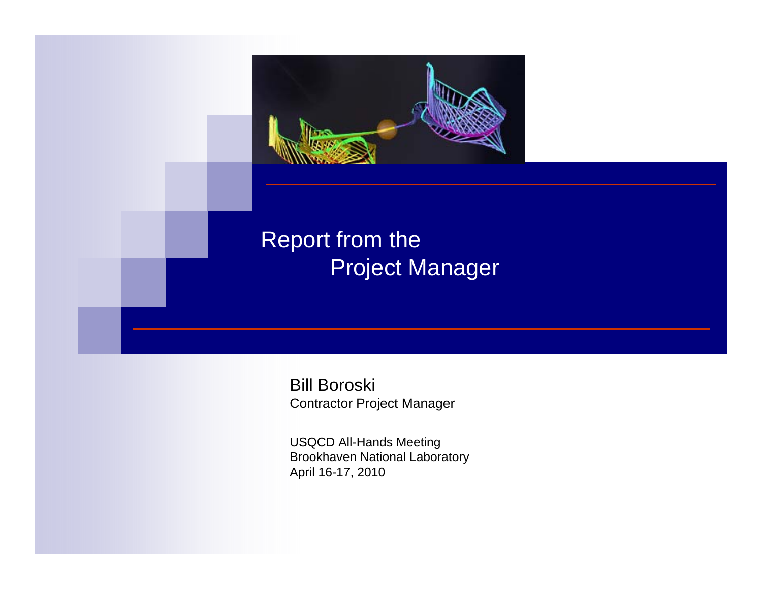# Report from the Project Manager

Bill Boroski
Contractor Project Manager

USQCD All-Hands Meeting
Brookhaven National Laboratory
April 16-17, 2010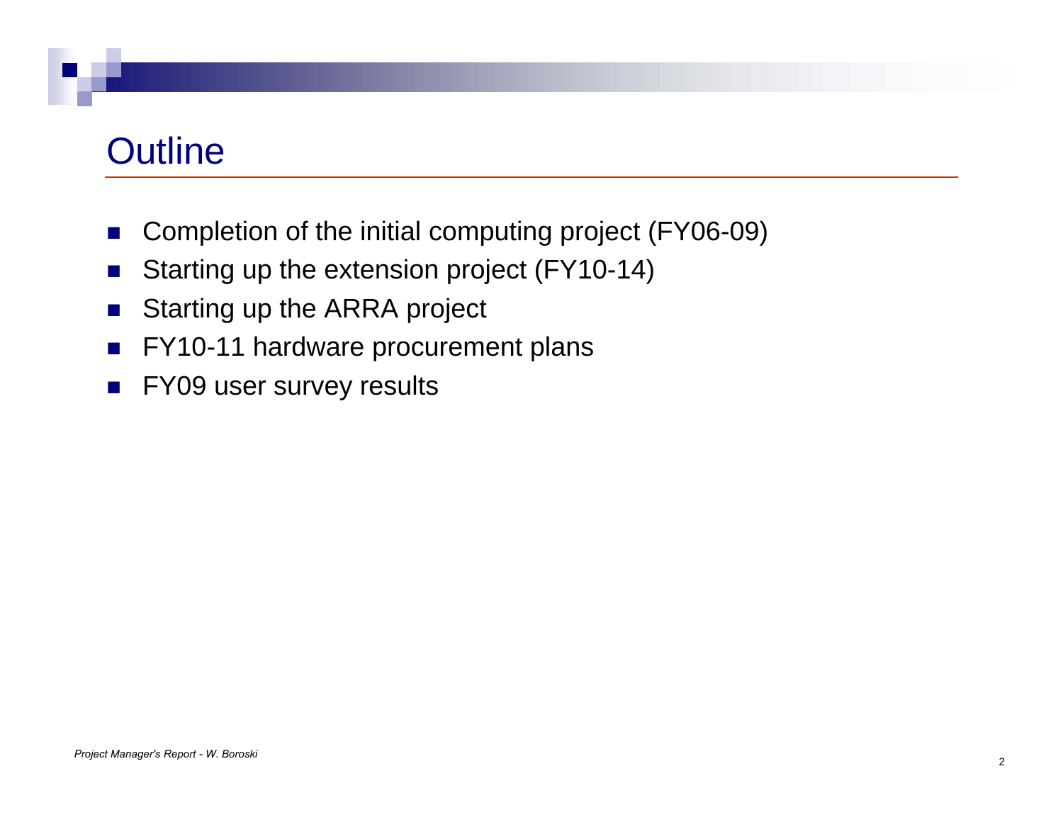# Outline

- Completion of the initial computing project (FY06-09)
- Starting up the extension project (FY10-14)
- Starting up the ARRA project
- FY10-11 hardware procurement plans
- FY09 user survey results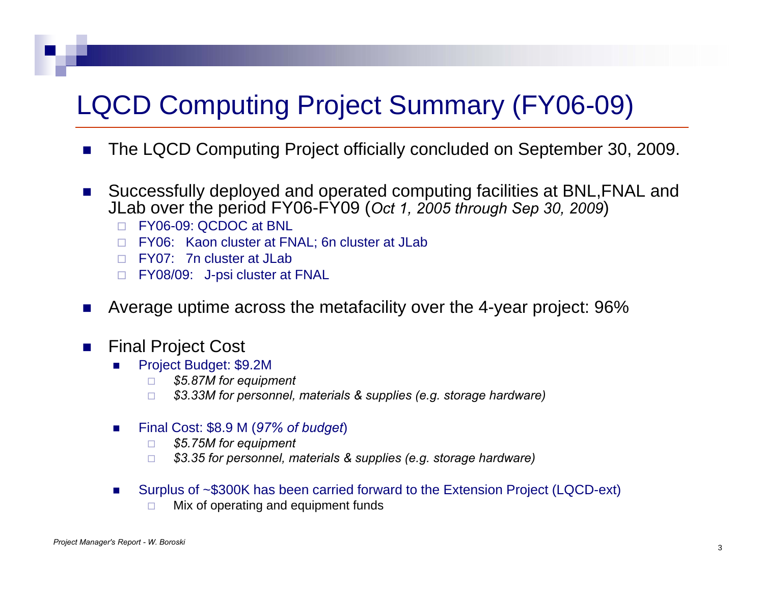# LQCD Computing Project Summary (FY06-09)

- The LQCD Computing Project officially concluded on September 30, 2009.

- Successfully deployed and operated computing facilities at BNL,FNAL and JLab over the period FY06-FY09 (*Oct 1, 2005 through Sep 30, 2009*)
  - FY06-09: QCDOC at BNL
  - FY06: Kaon cluster at FNAL; 6n cluster at JLab
  - FY07: 7n cluster at JLab
  - FY08/09: J-psi cluster at FNAL

- Average uptime across the metafacility over the 4-year project: 96%

- Final Project Cost
  - Project Budget: $9.2M
    - *$5.87M for equipment*
    - *$3.33M for personnel, materials & supplies (e.g. storage hardware)*
  - Final Cost: $8.9 M (*97% of budget*)
    - *$5.75M for equipment*
    - *$3.35 for personnel, materials & supplies (e.g. storage hardware)*
  - Surplus of ~$300K has been carried forward to the Extension Project (LQCD-ext)
    - Mix of operating and equipment funds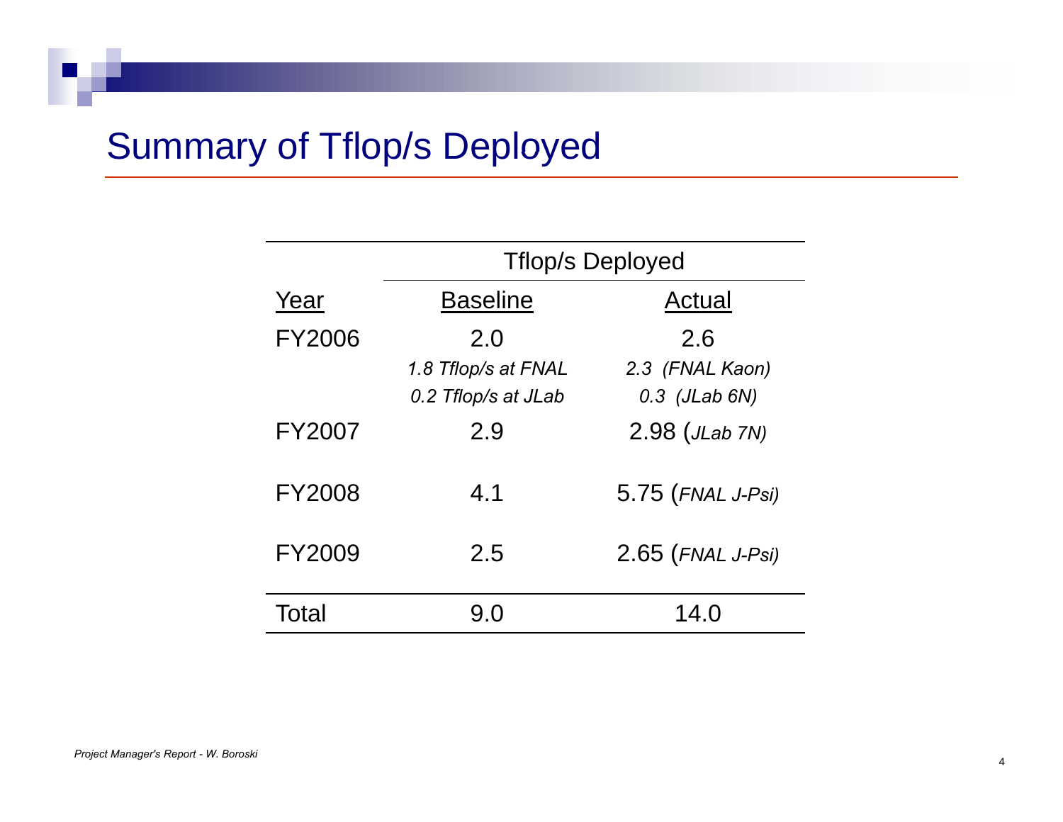# Summary of Tflop/s Deployed

| | Tflop/s Deployed | |
|---|---|---|
| Year | Baseline | Actual |
| FY2006 | 2.0<br>*1.8 Tflop/s at FNAL*<br>*0.2 Tflop/s at JLab* | 2.6<br>*2.3 (FNAL Kaon)*<br>*0.3 (JLab 6N)* |
| FY2007 | 2.9 | 2.98 (*JLab 7N)* |
| FY2008 | 4.1 | 5.75 (*FNAL J-Psi)* |
| FY2009 | 2.5 | 2.65 (*FNAL J-Psi)* |
| Total | 9.0 | 14.0 |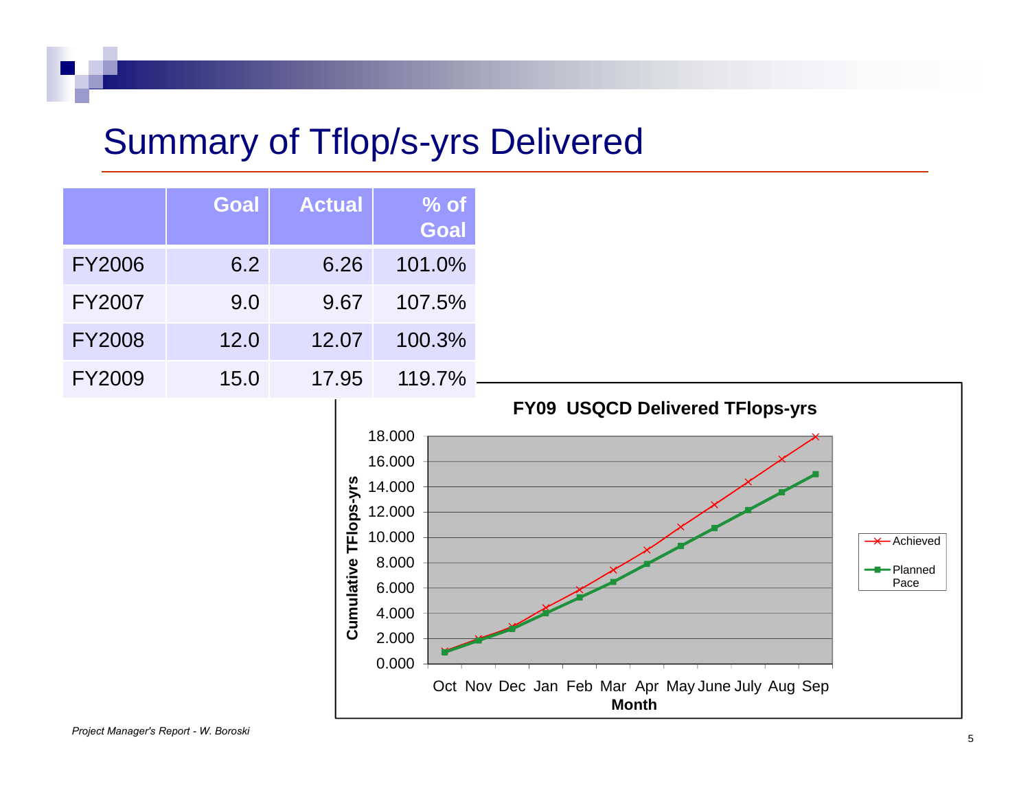# Summary of Tflop/s-yrs Delivered

| | Goal | Actual | % of Goal |
|---|---|---|---|
| FY2006 | 6.2 | 6.26 | 101.0% |
| FY2007 | 9.0 | 9.67 | 107.5% |
| FY2008 | 12.0 | 12.07 | 100.3% |
| FY2009 | 15.0 | 17.95 | 119.7% |

**FY09 USQCD Delivered TFlops-yrs**

Cumulative TFlops-yrs (y-axis: 0.000–18.000) vs. Month (Oct, Nov, Dec, Jan, Feb, Mar, Apr, May, June, July, Aug, Sep)

Legend: Achieved; Planned Pace

*Project Manager's Report - W. Boroski*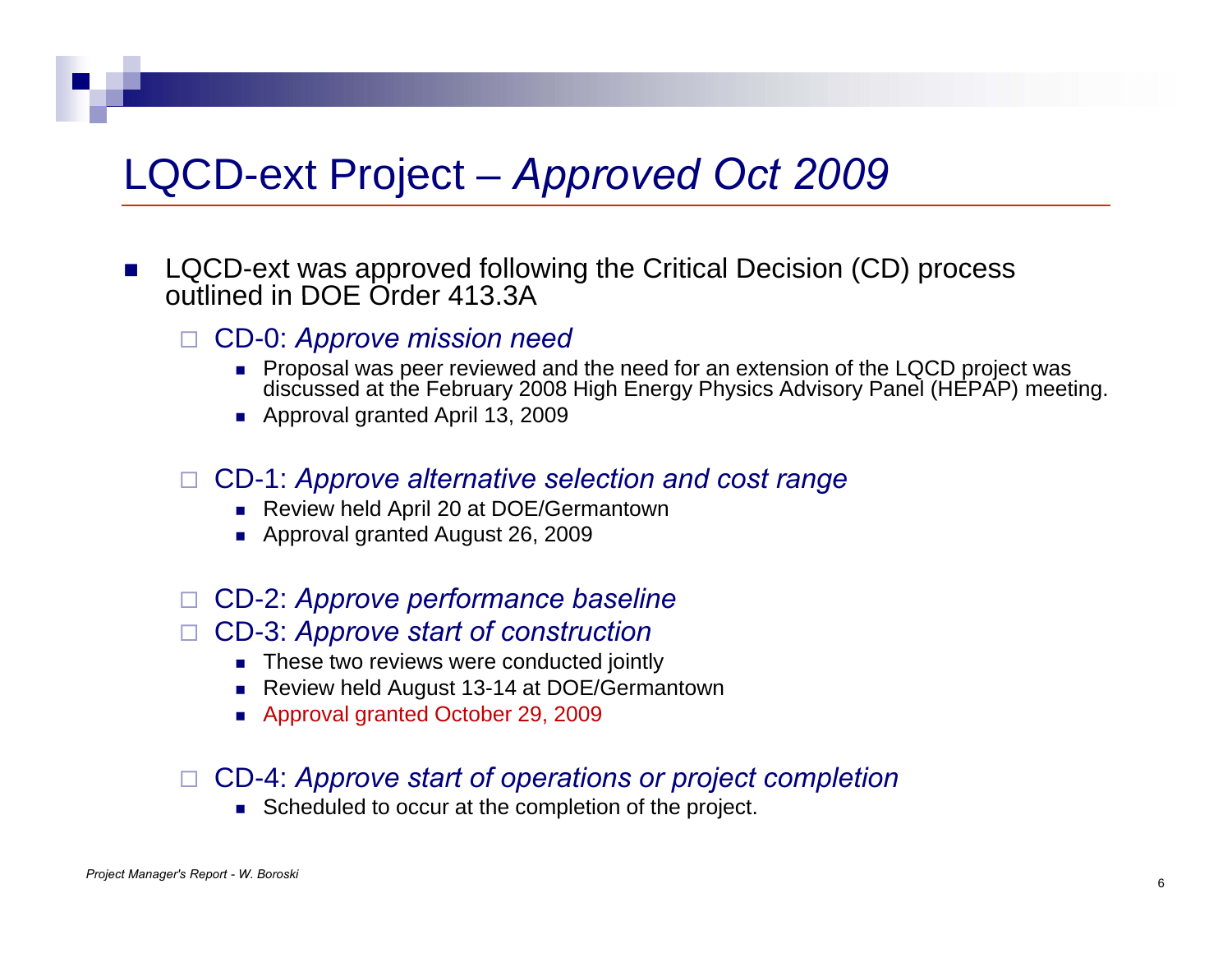# LQCD-ext Project – *Approved Oct 2009*

- LQCD-ext was approved following the Critical Decision (CD) process outlined in DOE Order 413.3A
  - CD-0: *Approve mission need*
    - Proposal was peer reviewed and the need for an extension of the LQCD project was discussed at the February 2008 High Energy Physics Advisory Panel (HEPAP) meeting.
    - Approval granted April 13, 2009
  - CD-1: *Approve alternative selection and cost range*
    - Review held April 20 at DOE/Germantown
    - Approval granted August 26, 2009
  - CD-2: *Approve performance baseline*
  - CD-3: *Approve start of construction*
    - These two reviews were conducted jointly
    - Review held August 13-14 at DOE/Germantown
    - Approval granted October 29, 2009
  - CD-4: *Approve start of operations or project completion*
    - Scheduled to occur at the completion of the project.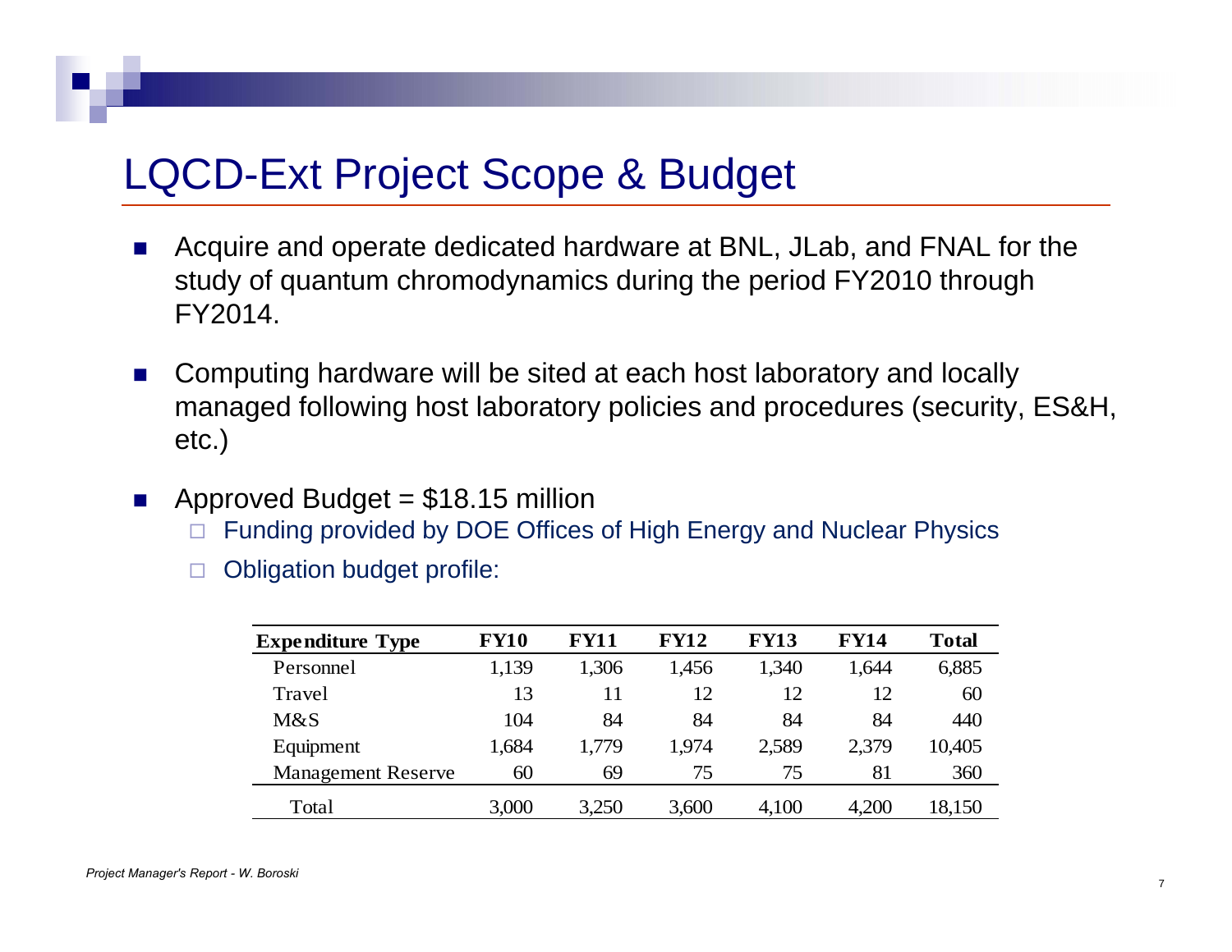# LQCD-Ext Project Scope & Budget

- Acquire and operate dedicated hardware at BNL, JLab, and FNAL for the study of quantum chromodynamics during the period FY2010 through FY2014.
- Computing hardware will be sited at each host laboratory and locally managed following host laboratory policies and procedures (security, ES&H, etc.)
- Approved Budget = $18.15 million
  - Funding provided by DOE Offices of High Energy and Nuclear Physics
  - Obligation budget profile:

| Expenditure Type | FY10 | FY11 | FY12 | FY13 | FY14 | Total |
|---|---|---|---|---|---|---|
| Personnel | 1,139 | 1,306 | 1,456 | 1,340 | 1,644 | 6,885 |
| Travel | 13 | 11 | 12 | 12 | 12 | 60 |
| M&S | 104 | 84 | 84 | 84 | 84 | 440 |
| Equipment | 1,684 | 1,779 | 1,974 | 2,589 | 2,379 | 10,405 |
| Management Reserve | 60 | 69 | 75 | 75 | 81 | 360 |
| Total | 3,000 | 3,250 | 3,600 | 4,100 | 4,200 | 18,150 |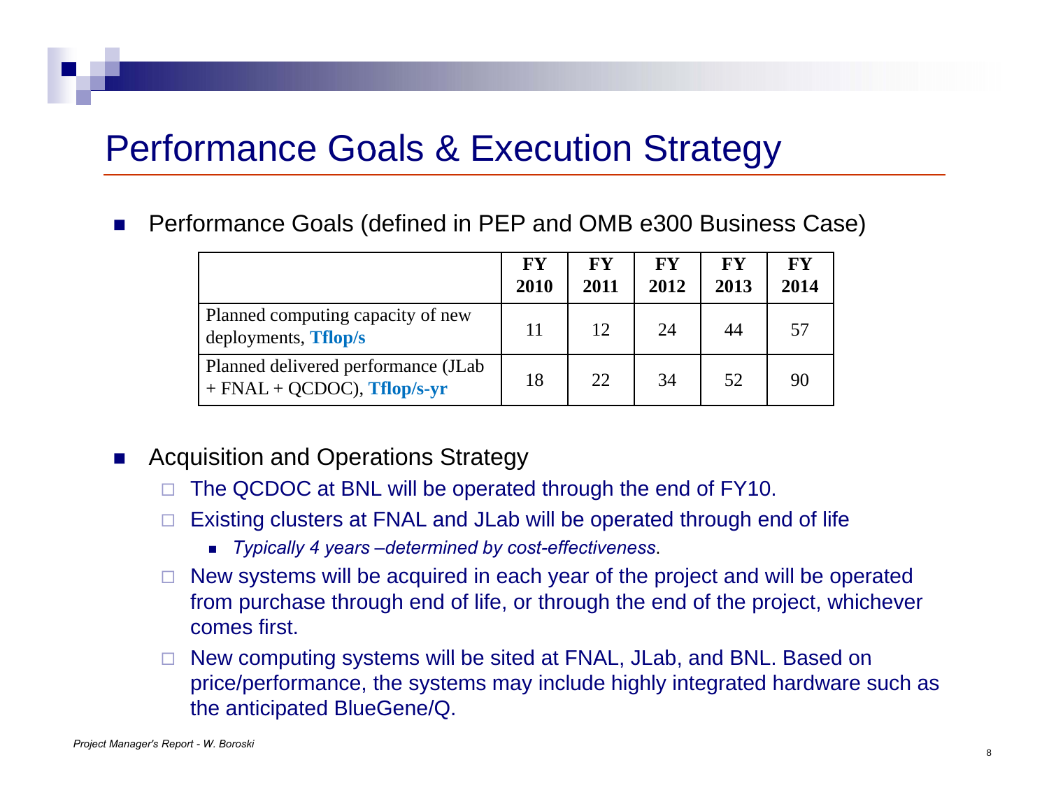# Performance Goals & Execution Strategy

- Performance Goals (defined in PEP and OMB e300 Business Case)

| | FY 2010 | FY 2011 | FY 2012 | FY 2013 | FY 2014 |
|---|---|---|---|---|---|
| Planned computing capacity of new deployments, **Tflop/s** | 11 | 12 | 24 | 44 | 57 |
| Planned delivered performance (JLab + FNAL + QCDOC), **Tflop/s-yr** | 18 | 22 | 34 | 52 | 90 |

- Acquisition and Operations Strategy
  - The QCDOC at BNL will be operated through the end of FY10.
  - Existing clusters at FNAL and JLab will be operated through end of life
    - *Typically 4 years –determined by cost-effectiveness*.
  - New systems will be acquired in each year of the project and will be operated from purchase through end of life, or through the end of the project, whichever comes first.
  - New computing systems will be sited at FNAL, JLab, and BNL. Based on price/performance, the systems may include highly integrated hardware such as the anticipated BlueGene/Q.

*Project Manager's Report - W. Boroski*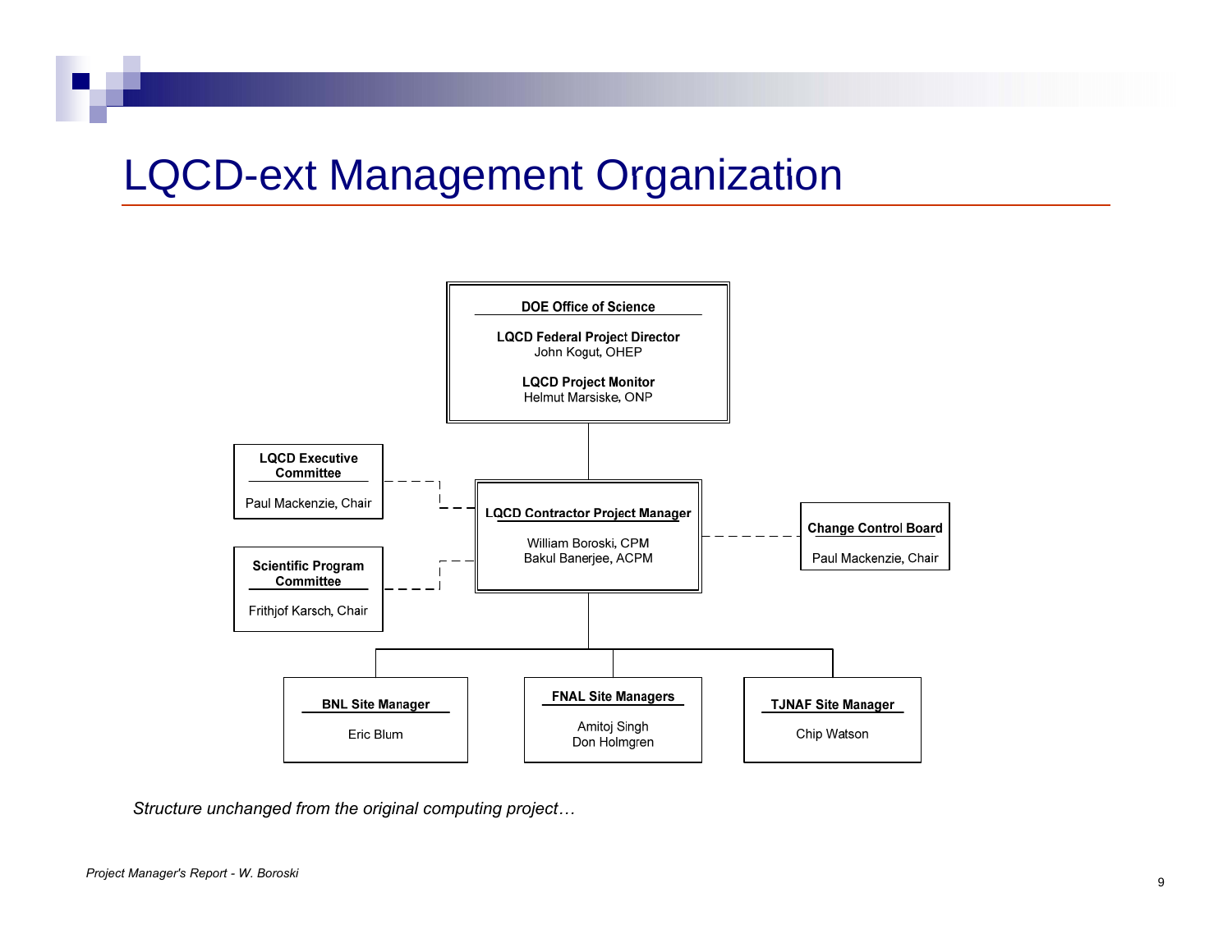# LQCD-ext Management Organization

**DOE Office of Science**

**LQCD Federal Project Director**
John Kogut, OHEP

**LQCD Project Monitor**
Helmut Marsiske, ONP

**LQCD Executive Committee**
Paul Mackenzie, Chair

**Scientific Program Committee**
Frithjof Karsch, Chair

**LQCD Contractor Project Manager**
William Boroski, CPM
Bakul Banerjee, ACPM

**Change Control Board**
Paul Mackenzie, Chair

**BNL Site Manager**
Eric Blum

**FNAL Site Managers**
Amitoj Singh
Don Holmgren

**TJNAF Site Manager**
Chip Watson

*Structure unchanged from the original computing project…*

*Project Manager's Report - W. Boroski*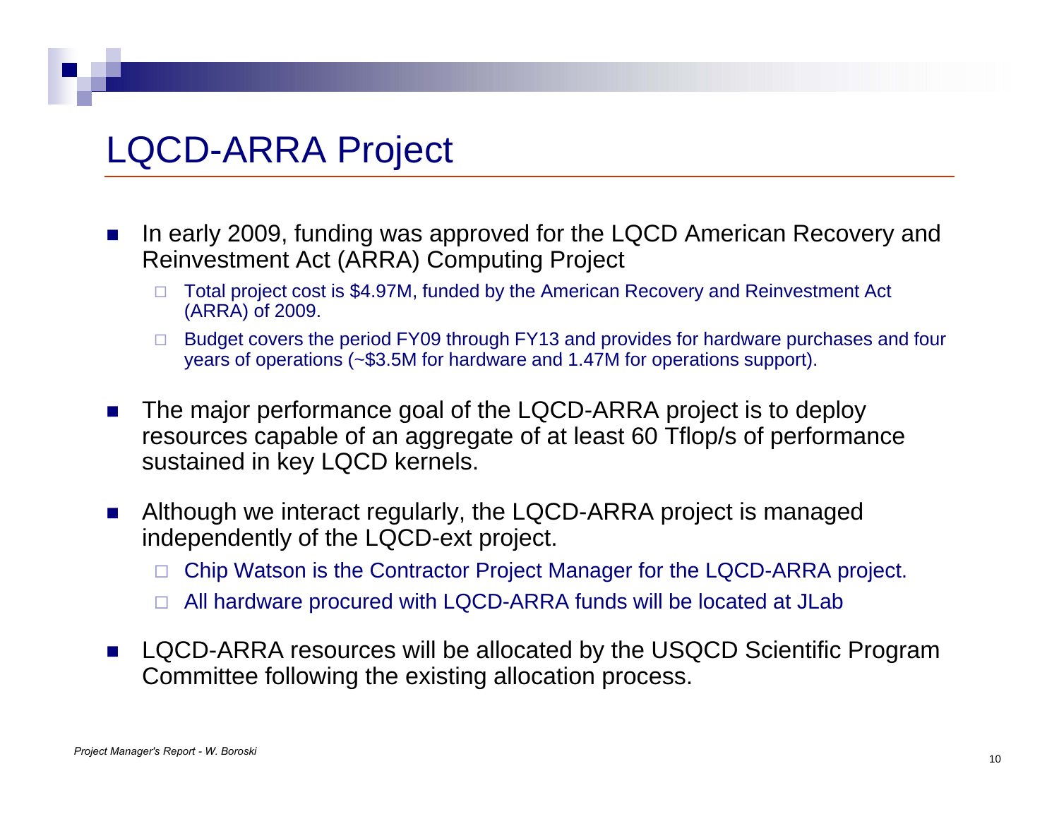# LQCD-ARRA Project

- In early 2009, funding was approved for the LQCD American Recovery and Reinvestment Act (ARRA) Computing Project
  - Total project cost is $4.97M, funded by the American Recovery and Reinvestment Act (ARRA) of 2009.
  - Budget covers the period FY09 through FY13 and provides for hardware purchases and four years of operations (~$3.5M for hardware and 1.47M for operations support).
- The major performance goal of the LQCD-ARRA project is to deploy resources capable of an aggregate of at least 60 Tflop/s of performance sustained in key LQCD kernels.
- Although we interact regularly, the LQCD-ARRA project is managed independently of the LQCD-ext project.
  - Chip Watson is the Contractor Project Manager for the LQCD-ARRA project.
  - All hardware procured with LQCD-ARRA funds will be located at JLab
- LQCD-ARRA resources will be allocated by the USQCD Scientific Program Committee following the existing allocation process.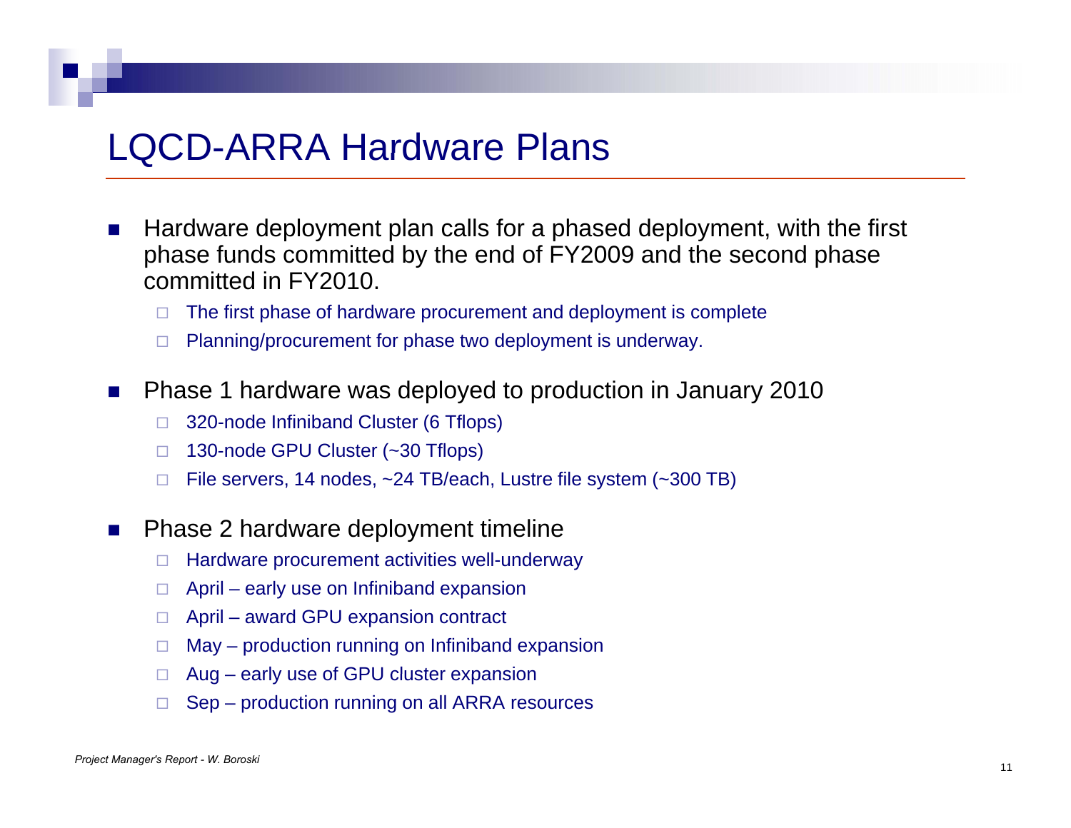# LQCD-ARRA Hardware Plans

- Hardware deployment plan calls for a phased deployment, with the first phase funds committed by the end of FY2009 and the second phase committed in FY2010.
  - The first phase of hardware procurement and deployment is complete
  - Planning/procurement for phase two deployment is underway.
- Phase 1 hardware was deployed to production in January 2010
  - 320-node Infiniband Cluster (6 Tflops)
  - 130-node GPU Cluster (~30 Tflops)
  - File servers, 14 nodes, ~24 TB/each, Lustre file system (~300 TB)
- Phase 2 hardware deployment timeline
  - Hardware procurement activities well-underway
  - April – early use on Infiniband expansion
  - April – award GPU expansion contract
  - May – production running on Infiniband expansion
  - Aug – early use of GPU cluster expansion
  - Sep – production running on all ARRA resources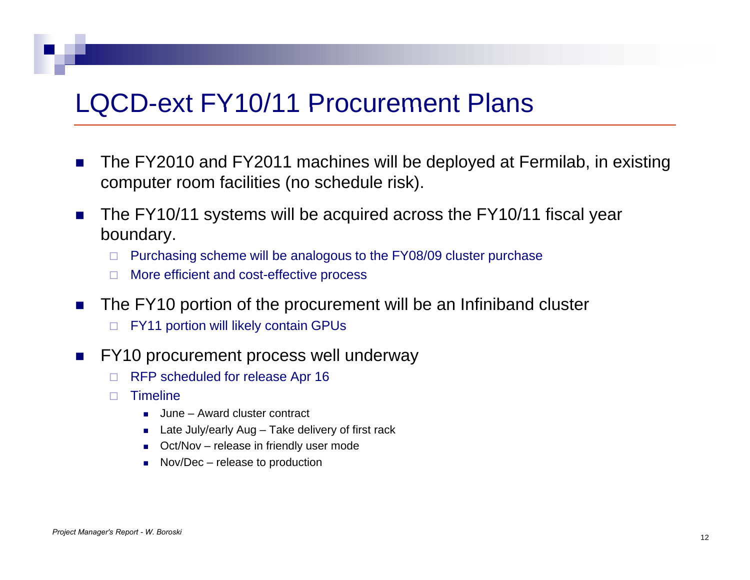# LQCD-ext FY10/11 Procurement Plans

- The FY2010 and FY2011 machines will be deployed at Fermilab, in existing computer room facilities (no schedule risk).
- The FY10/11 systems will be acquired across the FY10/11 fiscal year boundary.
  - Purchasing scheme will be analogous to the FY08/09 cluster purchase
  - More efficient and cost-effective process
- The FY10 portion of the procurement will be an Infiniband cluster
  - FY11 portion will likely contain GPUs
- FY10 procurement process well underway
  - RFP scheduled for release Apr 16
  - Timeline
    - June – Award cluster contract
    - Late July/early Aug – Take delivery of first rack
    - Oct/Nov – release in friendly user mode
    - Nov/Dec – release to production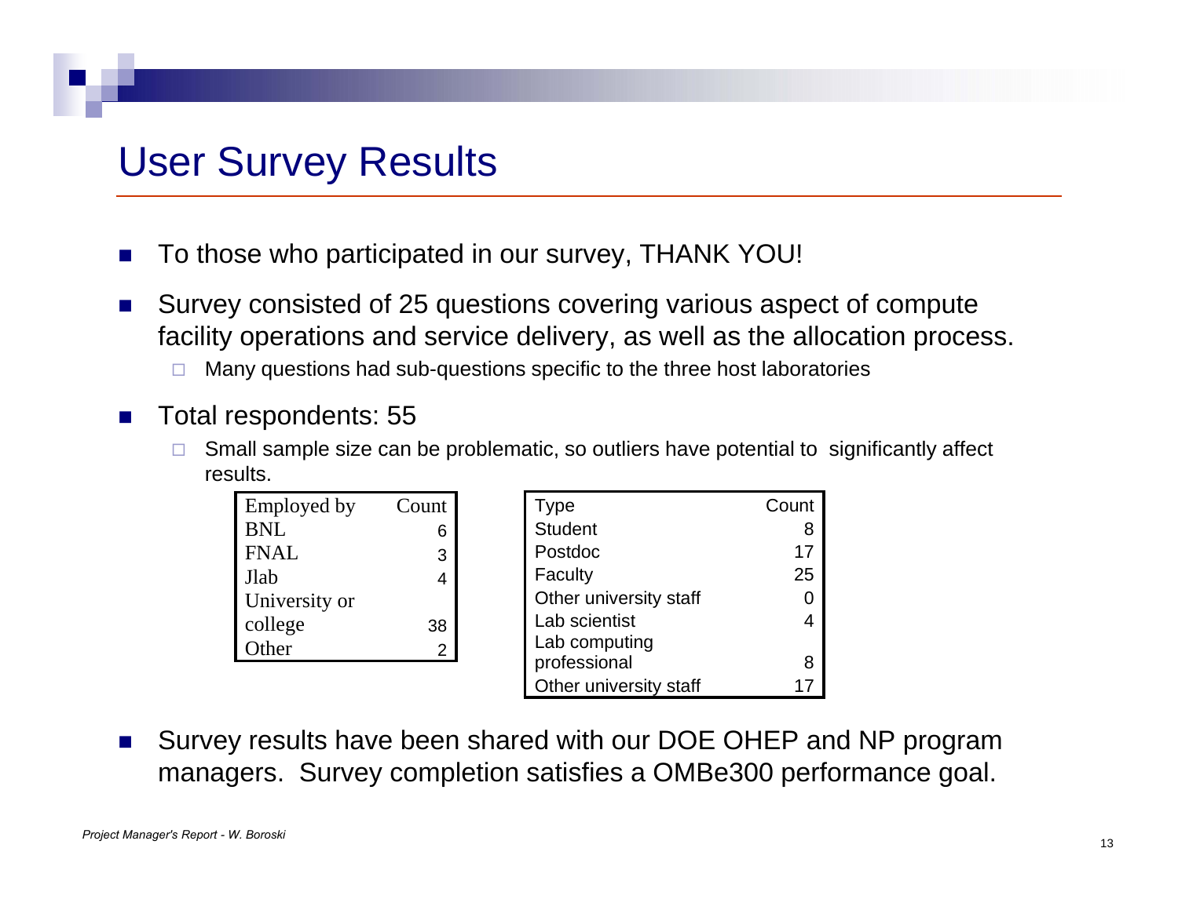# User Survey Results

- To those who participated in our survey, THANK YOU!
- Survey consisted of 25 questions covering various aspect of compute facility operations and service delivery, as well as the allocation process.
  - Many questions had sub-questions specific to the three host laboratories
- Total respondents: 55
  - Small sample size can be problematic, so outliers have potential to significantly affect results.

| Employed by | Count |
|---|---|
| BNL | 6 |
| FNAL | 3 |
| Jlab | 4 |
| University or college | 38 |
| Other | 2 |

| Type | Count |
|---|---|
| Student | 8 |
| Postdoc | 17 |
| Faculty | 25 |
| Other university staff | 0 |
| Lab scientist | 4 |
| Lab computing professional | 8 |
| Other university staff | 17 |

- Survey results have been shared with our DOE OHEP and NP program managers. Survey completion satisfies a OMBe300 performance goal.

*Project Manager's Report - W. Boroski*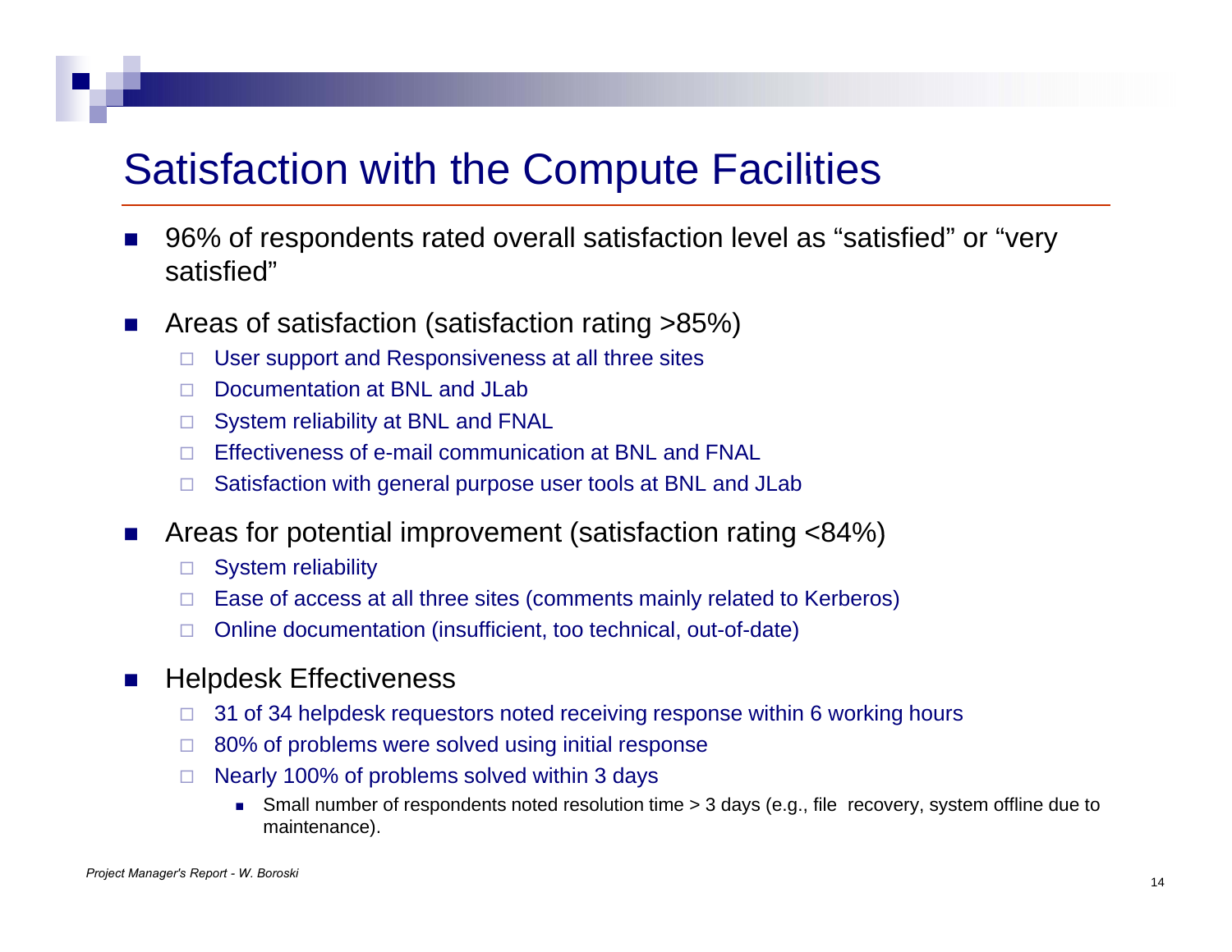# Satisfaction with the Compute Facilities

- 96% of respondents rated overall satisfaction level as “satisfied” or “very satisfied”
- Areas of satisfaction (satisfaction rating >85%)
  - User support and Responsiveness at all three sites
  - Documentation at BNL and JLab
  - System reliability at BNL and FNAL
  - Effectiveness of e-mail communication at BNL and FNAL
  - Satisfaction with general purpose user tools at BNL and JLab
- Areas for potential improvement (satisfaction rating <84%)
  - System reliability
  - Ease of access at all three sites (comments mainly related to Kerberos)
  - Online documentation (insufficient, too technical, out-of-date)
- Helpdesk Effectiveness
  - 31 of 34 helpdesk requestors noted receiving response within 6 working hours
  - 80% of problems were solved using initial response
  - Nearly 100% of problems solved within 3 days
    - Small number of respondents noted resolution time > 3 days (e.g., file recovery, system offline due to maintenance).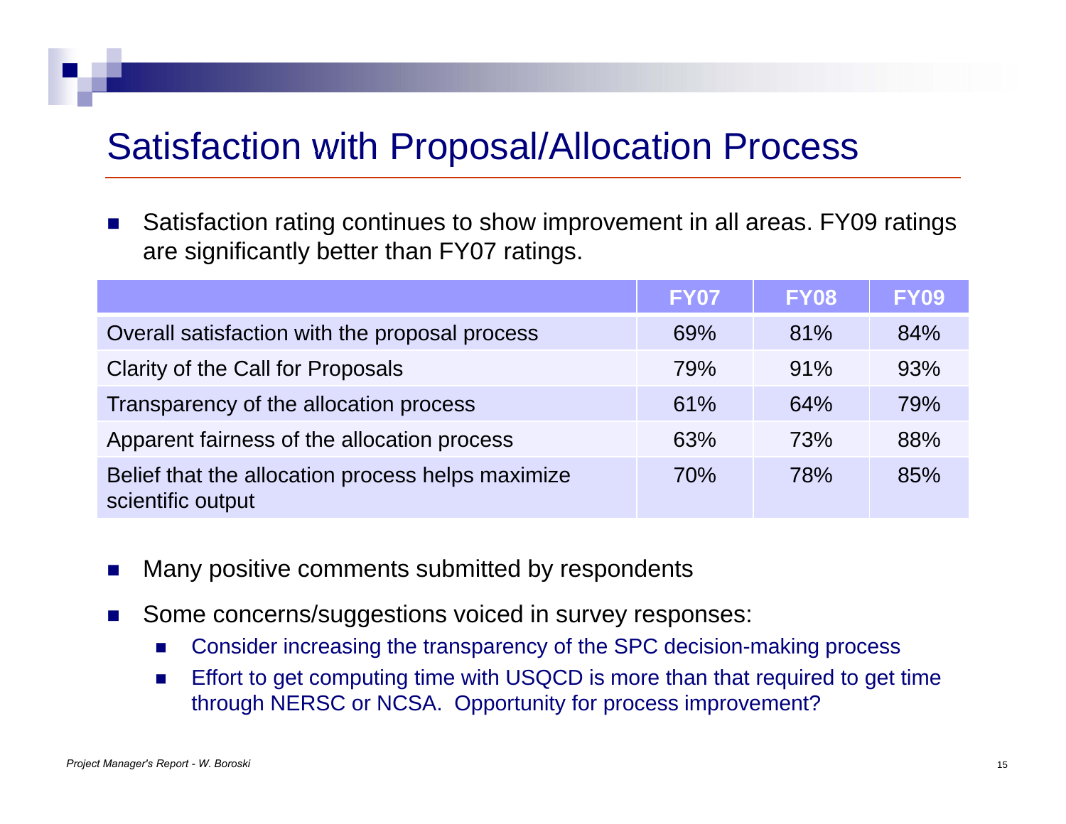# Satisfaction with Proposal/Allocation Process

- Satisfaction rating continues to show improvement in all areas. FY09 ratings are significantly better than FY07 ratings.

| | FY07 | FY08 | FY09 |
|---|---|---|---|
| Overall satisfaction with the proposal process | 69% | 81% | 84% |
| Clarity of the Call for Proposals | 79% | 91% | 93% |
| Transparency of the allocation process | 61% | 64% | 79% |
| Apparent fairness of the allocation process | 63% | 73% | 88% |
| Belief that the allocation process helps maximize scientific output | 70% | 78% | 85% |

- Many positive comments submitted by respondents
- Some concerns/suggestions voiced in survey responses:
  - Consider increasing the transparency of the SPC decision-making process
  - Effort to get computing time with USQCD is more than that required to get time through NERSC or NCSA. Opportunity for process improvement?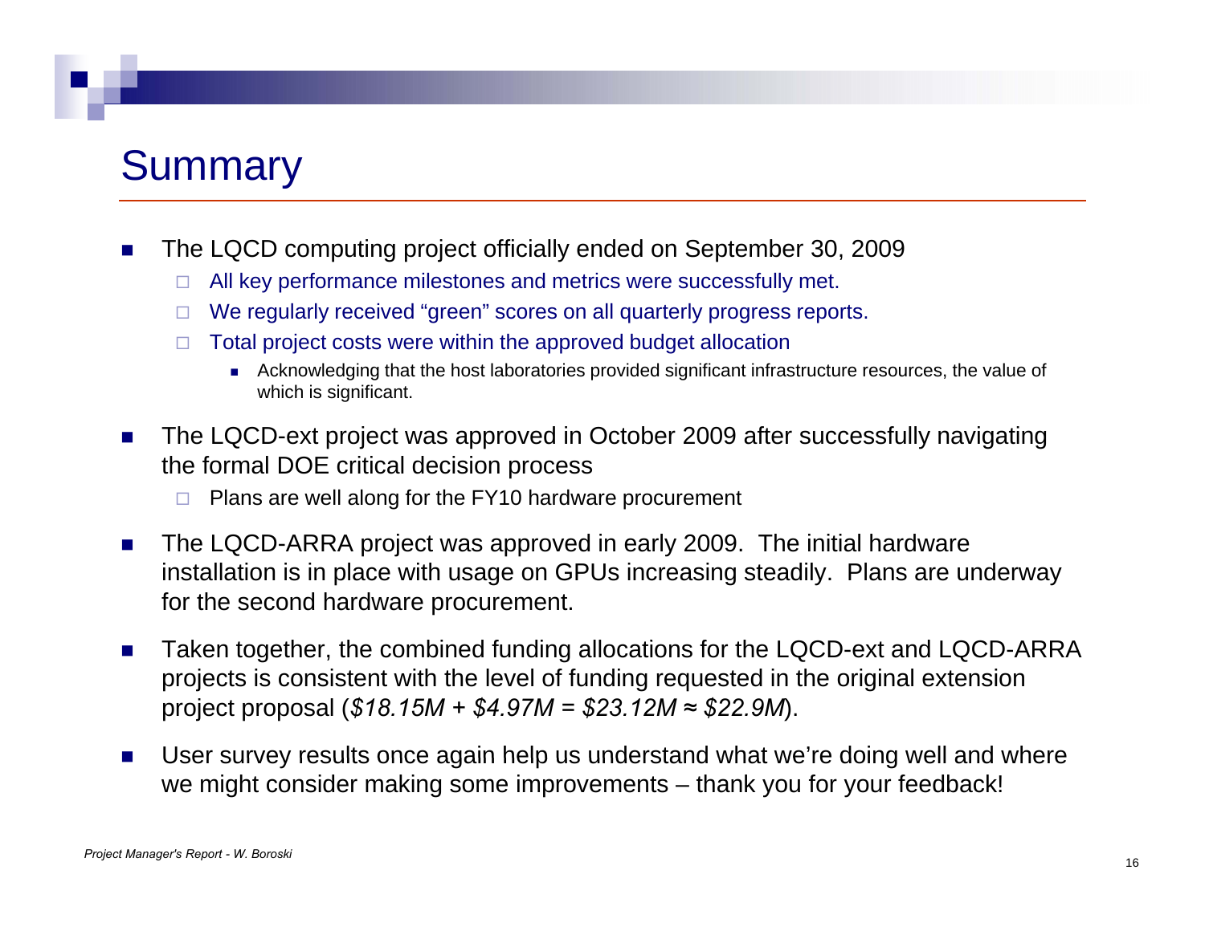# Summary

- The LQCD computing project officially ended on September 30, 2009
  - All key performance milestones and metrics were successfully met.
  - We regularly received "green" scores on all quarterly progress reports.
  - Total project costs were within the approved budget allocation
    - Acknowledging that the host laboratories provided significant infrastructure resources, the value of which is significant.
- The LQCD-ext project was approved in October 2009 after successfully navigating the formal DOE critical decision process
  - Plans are well along for the FY10 hardware procurement
- The LQCD-ARRA project was approved in early 2009. The initial hardware installation is in place with usage on GPUs increasing steadily. Plans are underway for the second hardware procurement.
- Taken together, the combined funding allocations for the LQCD-ext and LQCD-ARRA projects is consistent with the level of funding requested in the original extension project proposal (*$18.15M + $4.97M = $23.12M ≈ $22.9M*).
- User survey results once again help us understand what we're doing well and where we might consider making some improvements – thank you for your feedback!